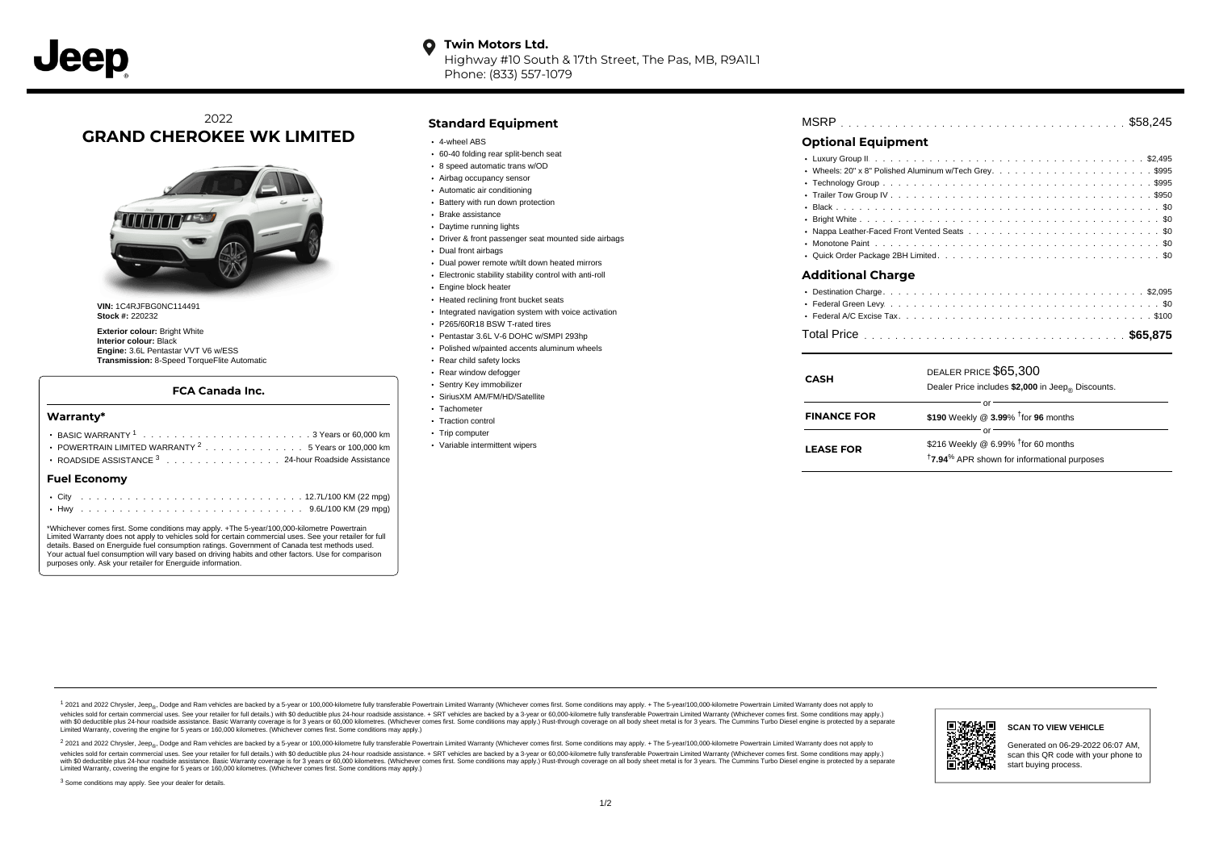Jeep

**Twin Motors Ltd.**
Highway #10 South & 17th Street, The Pas, MB, R9A1L1
Phone: (833) 557-1079

# 2022 GRAND CHEROKEE WK LIMITED

**VIN:** 1C4RJFBG0NC114491
**Stock #:** 220232

**Exterior colour:** Bright White
**Interior colour:** Black
**Engine:** 3.6L Pentastar VVT V6 w/ESS
**Transmission:** 8-Speed TorqueFlite Automatic

### FCA Canada Inc.

#### Warranty*

- BASIC WARRANTY [1] . . . . . 3 Years or 60,000 km
- POWERTRAIN LIMITED WARRANTY [2] . . . . . 5 Years or 100,000 km
- ROADSIDE ASSISTANCE [3] . . . . . 24-hour Roadside Assistance

#### Fuel Economy

- City . . . . . 12.7L/100 KM (22 mpg)
- Hwy . . . . . 9.6L/100 KM (29 mpg)

*Whichever comes first. Some conditions may apply. +The 5-year/100,000-kilometre Powertrain Limited Warranty does not apply to vehicles sold for certain commercial uses. See your retailer for full details. Based on Energuide fuel consumption ratings. Government of Canada test methods used. Your actual fuel consumption will vary based on driving habits and other factors. Use for comparison purposes only. Ask your retailer for Energuide information.

## Standard Equipment

- 4-wheel ABS
- 60-40 folding rear split-bench seat
- 8 speed automatic trans w/OD
- Airbag occupancy sensor
- Automatic air conditioning
- Battery with run down protection
- Brake assistance
- Daytime running lights
- Driver & front passenger seat mounted side airbags
- Dual front airbags
- Dual power remote w/tilt down heated mirrors
- Electronic stability stability control with anti-roll
- Engine block heater
- Heated reclining front bucket seats
- Integrated navigation system with voice activation
- P265/60R18 BSW T-rated tires
- Pentastar 3.6L V-6 DOHC w/SMPI 293hp
- Polished w/painted accents aluminum wheels
- Rear child safety locks
- Rear window defogger
- Sentry Key immobilizer
- SiriusXM AM/FM/HD/Satellite
- Tachometer
- Traction control
- Trip computer
- Variable intermittent wipers

MSRP . . . . . $58,245

## Optional Equipment

- Luxury Group II . . . . . $2,495
- Wheels: 20" x 8" Polished Aluminum w/Tech Grey. . . . . $995
- Technology Group . . . . . $995
- Trailer Tow Group IV . . . . . $950
- Black . . . . . $0
- Bright White . . . . . $0
- Nappa Leather-Faced Front Vented Seats . . . . . $0
- Monotone Paint . . . . . $0
- Quick Order Package 2BH Limited. . . . . $0

## Additional Charge

- Destination Charge. . . . . $2,095
- Federal Green Levy . . . . . $0
- Federal A/C Excise Tax. . . . . $100

Total Price . . . . . **$65,875**

| | |
|---|---|
| **CASH** | DEALER PRICE $65,300<br>Dealer Price includes **$2,000** in Jeep® Discounts. |
| **FINANCE FOR** | **$190** Weekly @ **3.99**% †for **96** months |
| **LEASE FOR** | $216 Weekly @ 6.99% †for 60 months<br>†**7.94**% APR shown for informational purposes |

[1] 2021 and 2022 Chrysler, Jeep®, Dodge and Ram vehicles are backed by a 5-year or 100,000-kilometre fully transferable Powertrain Limited Warranty (Whichever comes first. Some conditions may apply. + The 5-year/100,000-kilometre Powertrain Limited Warranty does not apply to vehicles sold for certain commercial uses. See your retailer for full details.) with $0 deductible plus 24-hour roadside assistance. + SRT vehicles are backed by a 3-year or 60,000-kilometre fully transferable Powertrain Limited Warranty (Whichever comes first. Some conditions may apply.) with $0 deductible plus 24-hour roadside assistance. Basic Warranty coverage is for 3 years or 60,000 kilometres. (Whichever comes first. Some conditions may apply.) Rust-through coverage on all body sheet metal is for 3 years. The Cummins Turbo Diesel engine is protected by a separate Limited Warranty, covering the engine for 5 years or 160,000 kilometres. (Whichever comes first. Some conditions may apply.)

[2] 2021 and 2022 Chrysler, Jeep®, Dodge and Ram vehicles are backed by a 5-year or 100,000-kilometre fully transferable Powertrain Limited Warranty (Whichever comes first. Some conditions may apply. + The 5-year/100,000-kilometre Powertrain Limited Warranty does not apply to vehicles sold for certain commercial uses. See your retailer for full details.) with $0 deductible plus 24-hour roadside assistance. + SRT vehicles are backed by a 3-year or 60,000-kilometre fully transferable Powertrain Limited Warranty (Whichever comes first. Some conditions may apply.) with $0 deductible plus 24-hour roadside assistance. Basic Warranty coverage is for 3 years or 60,000 kilometres. (Whichever comes first. Some conditions may apply.) Rust-through coverage on all body sheet metal is for 3 years. The Cummins Turbo Diesel engine is protected by a separate Limited Warranty, covering the engine for 5 years or 160,000 kilometres. (Whichever comes first. Some conditions may apply.)

[3] Some conditions may apply. See your dealer for details.

**SCAN TO VIEW VEHICLE**

Generated on 06-29-2022 06:07 AM, scan this QR code with your phone to start buying process.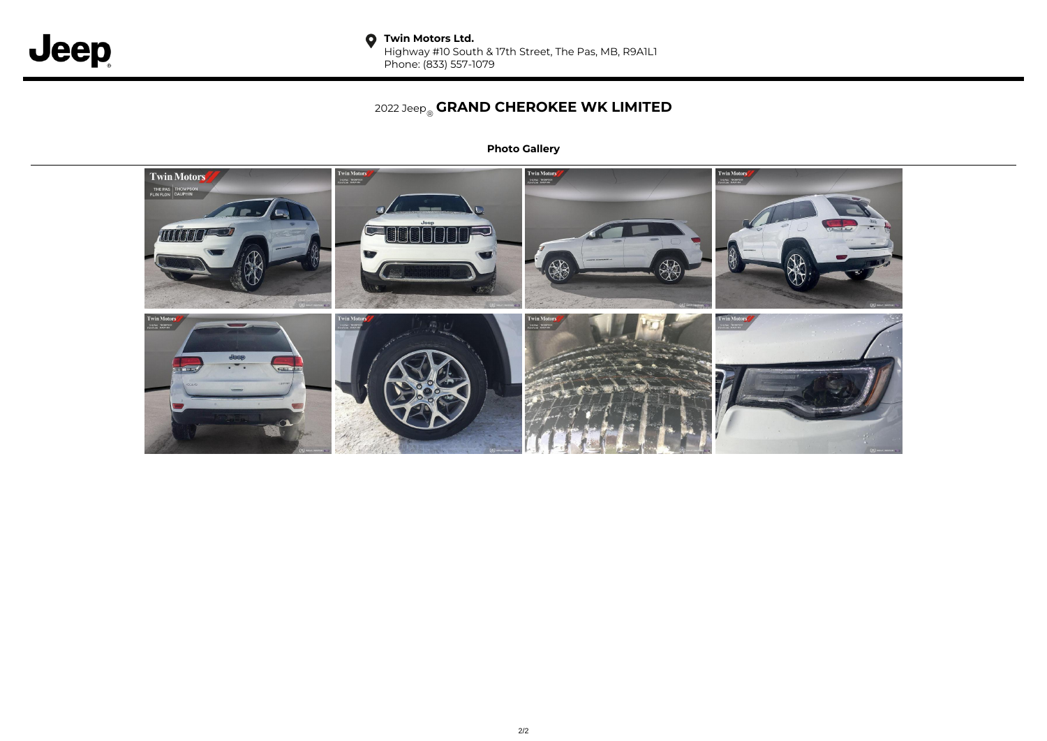**Twin Motors Ltd.**
Highway #10 South & 17th Street, The Pas, MB, R9A1L1
Phone: (833) 557-1079

# 2022 Jeep® GRAND CHEROKEE WK LIMITED

## Photo Gallery